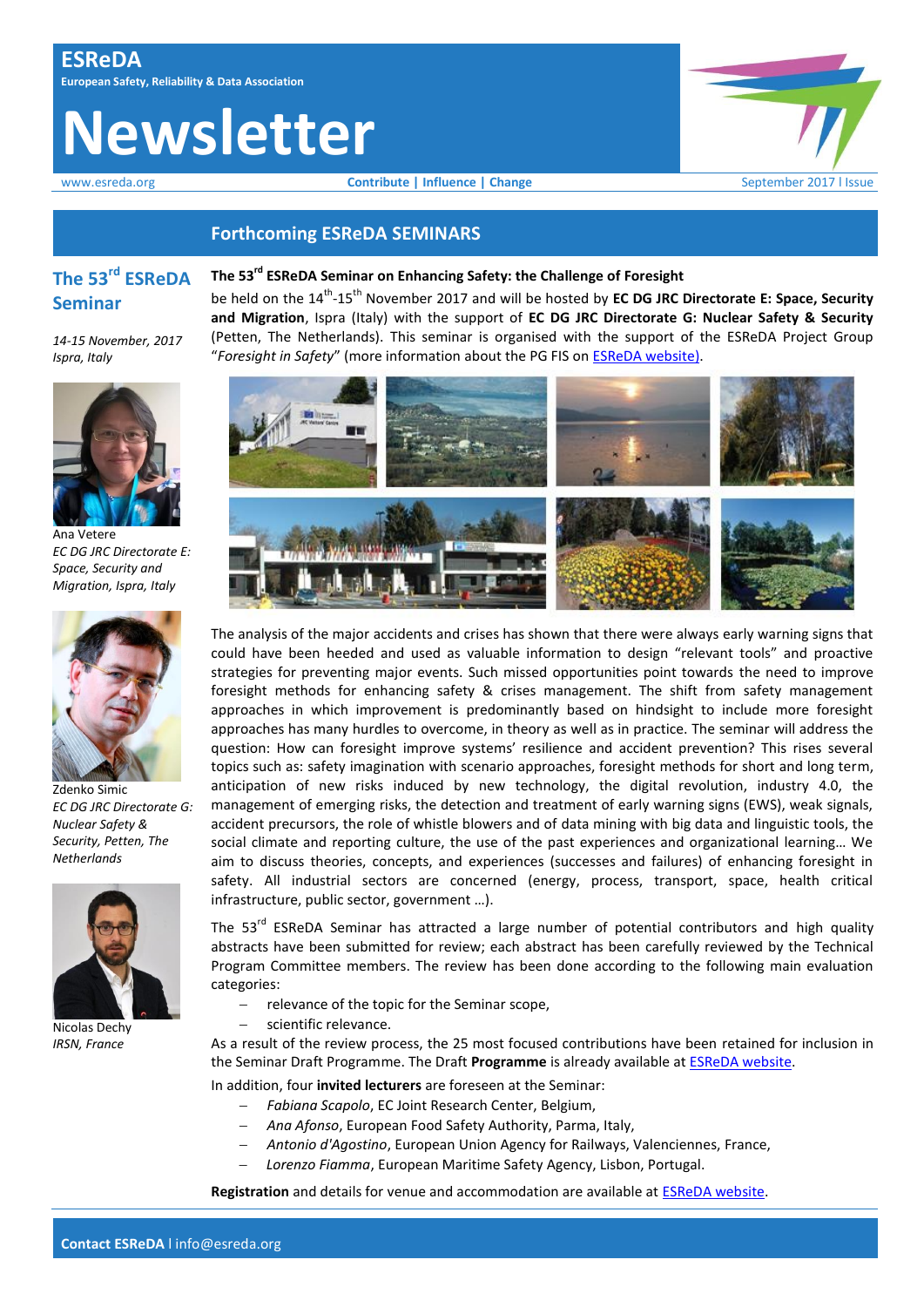# ESReDA

European Safety, Reliability & Data Association

# Newsletter

www.esreda.org | Contribute | Influence | Change | September 2017 I Issue

## Forthcoming ESReDA SEMINARS

### The 53rd ESReDA Seminar

*14-15 November, 2017*
*Ispra, Italy*

Ana Vetere
*EC DG JRC Directorate E: Space, Security and Migration, Ispra, Italy*

Zdenko Simic
*EC DG JRC Directorate G: Nuclear Safety & Security, Petten, The Netherlands*

Nicolas Dechy
*IRSN, France*

**The 53rd ESReDA Seminar on Enhancing Safety: the Challenge of Foresight**

be held on the 14th-15th November 2017 and will be hosted by **EC DG JRC Directorate E: Space, Security and Migration**, Ispra (Italy) with the support of **EC DG JRC Directorate G: Nuclear Safety & Security** (Petten, The Netherlands). This seminar is organised with the support of the ESReDA Project Group "*Foresight in Safety*" (more information about the PG FIS on ESReDA website).

The analysis of the major accidents and crises has shown that there were always early warning signs that could have been heeded and used as valuable information to design "relevant tools" and proactive strategies for preventing major events. Such missed opportunities point towards the need to improve foresight methods for enhancing safety & crises management. The shift from safety management approaches in which improvement is predominantly based on hindsight to include more foresight approaches has many hurdles to overcome, in theory as well as in practice. The seminar will address the question: How can foresight improve systems' resilience and accident prevention? This rises several topics such as: safety imagination with scenario approaches, foresight methods for short and long term, anticipation of new risks induced by new technology, the digital revolution, industry 4.0, the management of emerging risks, the detection and treatment of early warning signs (EWS), weak signals, accident precursors, the role of whistle blowers and of data mining with big data and linguistic tools, the social climate and reporting culture, the use of the past experiences and organizational learning… We aim to discuss theories, concepts, and experiences (successes and failures) of enhancing foresight in safety. All industrial sectors are concerned (energy, process, transport, space, health critical infrastructure, public sector, government …).

The 53rd ESReDA Seminar has attracted a large number of potential contributors and high quality abstracts have been submitted for review; each abstract has been carefully reviewed by the Technical Program Committee members. The review has been done according to the following main evaluation categories:

- relevance of the topic for the Seminar scope,
- scientific relevance.

As a result of the review process, the 25 most focused contributions have been retained for inclusion in the Seminar Draft Programme. The Draft **Programme** is already available at ESReDA website.

In addition, four **invited lecturers** are foreseen at the Seminar:

- *Fabiana Scapolo*, EC Joint Research Center, Belgium,
- *Ana Afonso*, European Food Safety Authority, Parma, Italy,
- *Antonio d'Agostino*, European Union Agency for Railways, Valenciennes, France,
- *Lorenzo Fiamma*, European Maritime Safety Agency, Lisbon, Portugal.

**Registration** and details for venue and accommodation are available at ESReDA website.

**Contact ESReDA** I info@esreda.org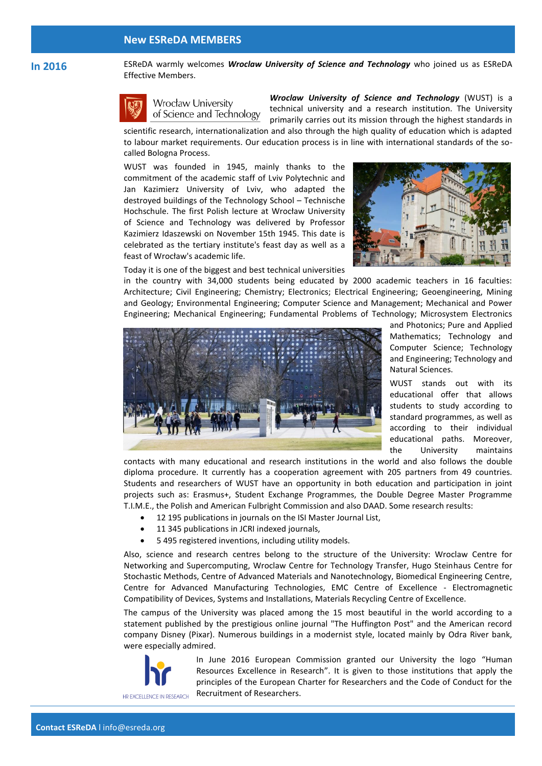## New ESReDA MEMBERS

**In 2016**

ESReDA warmly welcomes ***Wroclaw University of Science and Technology*** who joined us as ESReDA Effective Members.

***Wroclaw University of Science and Technology*** (WUST) is a technical university and a research institution. The University primarily carries out its mission through the highest standards in scientific research, internationalization and also through the high quality of education which is adapted to labour market requirements. Our education process is in line with international standards of the so-called Bologna Process.

WUST was founded in 1945, mainly thanks to the commitment of the academic staff of Lviv Polytechnic and Jan Kazimierz University of Lviv, who adapted the destroyed buildings of the Technology School – Technische Hochschule. The first Polish lecture at Wrocław University of Science and Technology was delivered by Professor Kazimierz Idaszewski on November 15th 1945. This date is celebrated as the tertiary institute's feast day as well as a feast of Wrocław's academic life.

Today it is one of the biggest and best technical universities in the country with 34,000 students being educated by 2000 academic teachers in 16 faculties: Architecture; Civil Engineering; Chemistry; Electronics; Electrical Engineering; Geoengineering, Mining and Geology; Environmental Engineering; Computer Science and Management; Mechanical and Power Engineering; Mechanical Engineering; Fundamental Problems of Technology; Microsystem Electronics and Photonics; Pure and Applied Mathematics; Technology and Computer Science; Technology and Engineering; Technology and Natural Sciences.

WUST stands out with its educational offer that allows students to study according to standard programmes, as well as according to their individual educational paths. Moreover, the University maintains contacts with many educational and research institutions in the world and also follows the double diploma procedure. It currently has a cooperation agreement with 205 partners from 49 countries. Students and researchers of WUST have an opportunity in both education and participation in joint projects such as: Erasmus+, Student Exchange Programmes, the Double Degree Master Programme T.I.M.E., the Polish and American Fulbright Commission and also DAAD. Some research results:

- 12 195 publications in journals on the ISI Master Journal List,
- 11 345 publications in JCRI indexed journals,
- 5 495 registered inventions, including utility models.

Also, science and research centres belong to the structure of the University: Wroclaw Centre for Networking and Supercomputing, Wroclaw Centre for Technology Transfer, Hugo Steinhaus Centre for Stochastic Methods, Centre of Advanced Materials and Nanotechnology, Biomedical Engineering Centre, Centre for Advanced Manufacturing Technologies, EMC Centre of Excellence - Electromagnetic Compatibility of Devices, Systems and Installations, Materials Recycling Centre of Excellence.

The campus of the University was placed among the 15 most beautiful in the world according to a statement published by the prestigious online journal "The Huffington Post" and the American record company Disney (Pixar). Numerous buildings in a modernist style, located mainly by Odra River bank, were especially admired.

In June 2016 European Commission granted our University the logo "Human Resources Excellence in Research". It is given to those institutions that apply the principles of the European Charter for Researchers and the Code of Conduct for the Recruitment of Researchers.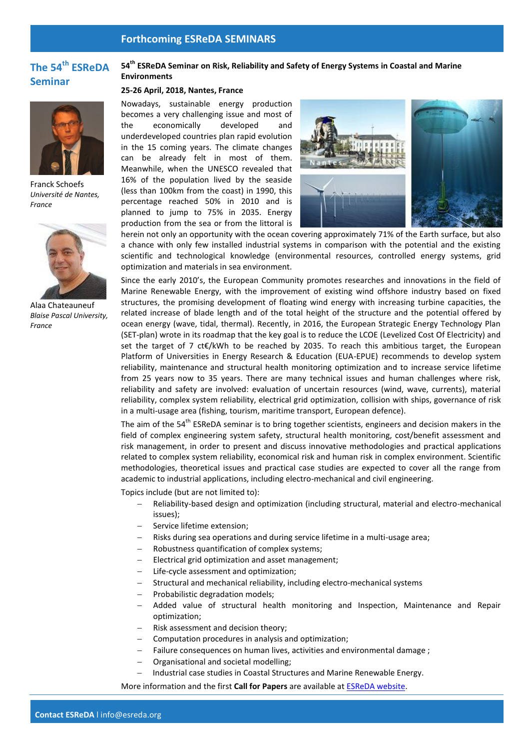# Forthcoming ESReDA SEMINARS

## The 54th ESReDA Seminar

Franck Schoefs
*Université de Nantes, France*

Alaa Chateauneuf
*Blaise Pascal University, France*

**54th ESReDA Seminar on Risk, Reliability and Safety of Energy Systems in Coastal and Marine Environments**

**25-26 April, 2018, Nantes, France**

Nowadays, sustainable energy production becomes a very challenging issue and most of the economically developed and underdeveloped countries plan rapid evolution in the 15 coming years. The climate changes can be already felt in most of them. Meanwhile, when the UNESCO revealed that 16% of the population lived by the seaside (less than 100km from the coast) in 1990, this percentage reached 50% in 2010 and is planned to jump to 75% in 2035. Energy production from the sea or from the littoral is herein not only an opportunity with the ocean covering approximately 71% of the Earth surface, but also a chance with only few installed industrial systems in comparison with the potential and the existing scientific and technological knowledge (environmental resources, controlled energy systems, grid optimization and materials in sea environment.

Since the early 2010's, the European Community promotes researches and innovations in the field of Marine Renewable Energy, with the improvement of existing wind offshore industry based on fixed structures, the promising development of floating wind energy with increasing turbine capacities, the related increase of blade length and of the total height of the structure and the potential offered by ocean energy (wave, tidal, thermal). Recently, in 2016, the European Strategic Energy Technology Plan (SET-plan) wrote in its roadmap that the key goal is to reduce the LCOE (Levelized Cost Of Electricity) and set the target of 7 ct€/kWh to be reached by 2035. To reach this ambitious target, the European Platform of Universities in Energy Research & Education (EUA-EPUE) recommends to develop system reliability, maintenance and structural health monitoring optimization and to increase service lifetime from 25 years now to 35 years. There are many technical issues and human challenges where risk, reliability and safety are involved: evaluation of uncertain resources (wind, wave, currents), material reliability, complex system reliability, electrical grid optimization, collision with ships, governance of risk in a multi-usage area (fishing, tourism, maritime transport, European defence).

The aim of the 54th ESReDA seminar is to bring together scientists, engineers and decision makers in the field of complex engineering system safety, structural health monitoring, cost/benefit assessment and risk management, in order to present and discuss innovative methodologies and practical applications related to complex system reliability, economical risk and human risk in complex environment. Scientific methodologies, theoretical issues and practical case studies are expected to cover all the range from academic to industrial applications, including electro-mechanical and civil engineering.

Topics include (but are not limited to):

- Reliability-based design and optimization (including structural, material and electro-mechanical issues);
- Service lifetime extension;
- Risks during sea operations and during service lifetime in a multi-usage area;
- Robustness quantification of complex systems;
- Electrical grid optimization and asset management;
- Life-cycle assessment and optimization;
- Structural and mechanical reliability, including electro-mechanical systems
- Probabilistic degradation models;
- Added value of structural health monitoring and Inspection, Maintenance and Repair optimization;
- Risk assessment and decision theory;
- Computation procedures in analysis and optimization;
- Failure consequences on human lives, activities and environmental damage ;
- Organisational and societal modelling;
- Industrial case studies in Coastal Structures and Marine Renewable Energy.

More information and the first **Call for Papers** are available at ESReDA website.

**Contact ESReDA** I info@esreda.org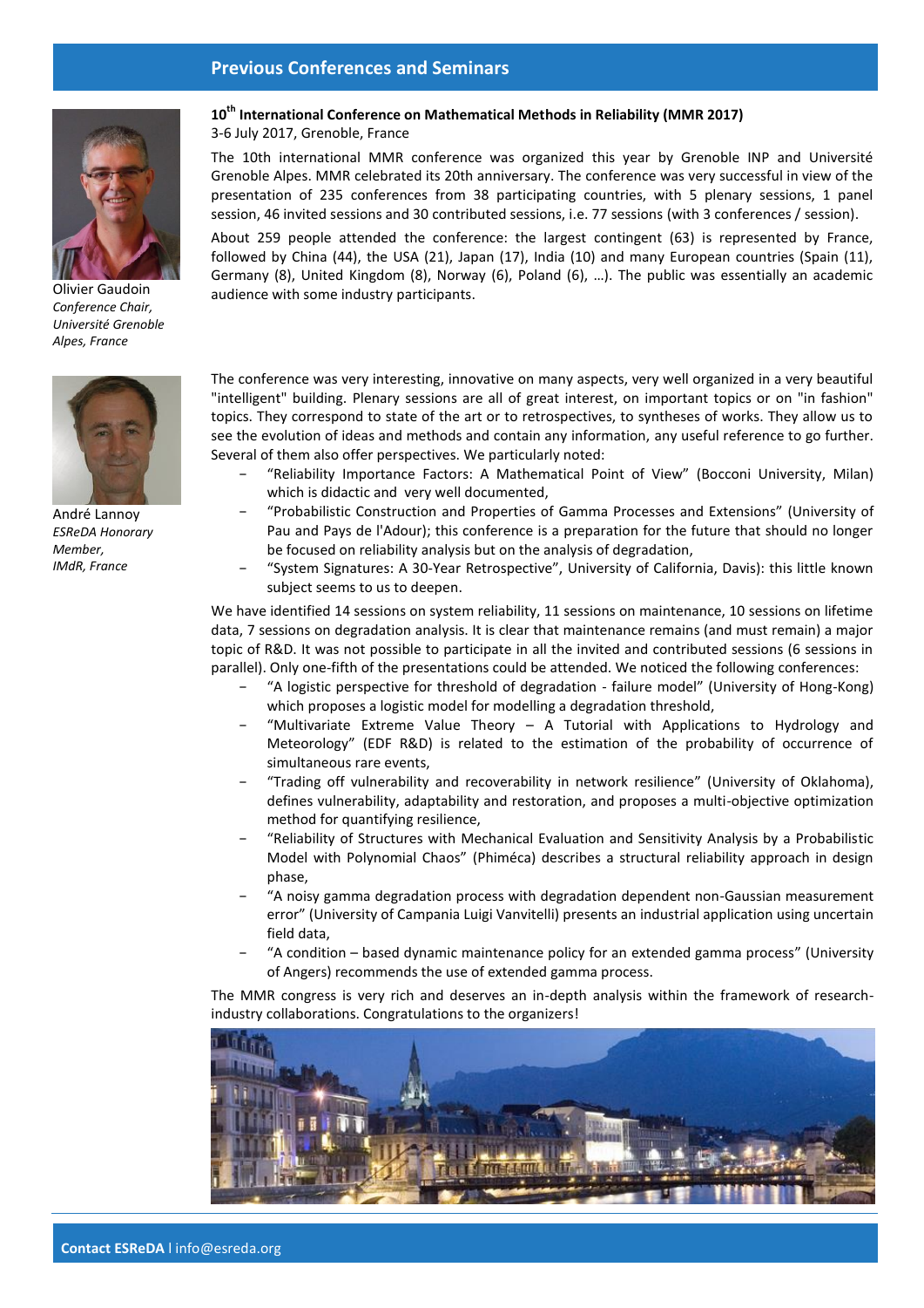## Previous Conferences and Seminars

Olivier Gaudoin
*Conference Chair, Université Grenoble Alpes, France*

André Lannoy
*ESReDA Honorary Member, IMdR, France*

### 10th International Conference on Mathematical Methods in Reliability (MMR 2017)

3-6 July 2017, Grenoble, France

The 10th international MMR conference was organized this year by Grenoble INP and Université Grenoble Alpes. MMR celebrated its 20th anniversary. The conference was very successful in view of the presentation of 235 conferences from 38 participating countries, with 5 plenary sessions, 1 panel session, 46 invited sessions and 30 contributed sessions, i.e. 77 sessions (with 3 conferences / session).

About 259 people attended the conference: the largest contingent (63) is represented by France, followed by China (44), the USA (21), Japan (17), India (10) and many European countries (Spain (11), Germany (8), United Kingdom (8), Norway (6), Poland (6), …). The public was essentially an academic audience with some industry participants.

The conference was very interesting, innovative on many aspects, very well organized in a very beautiful "intelligent" building. Plenary sessions are all of great interest, on important topics or on "in fashion" topics. They correspond to state of the art or to retrospectives, to syntheses of works. They allow us to see the evolution of ideas and methods and contain any information, any useful reference to go further. Several of them also offer perspectives. We particularly noted:

- “Reliability Importance Factors: A Mathematical Point of View” (Bocconi University, Milan) which is didactic and very well documented,
- “Probabilistic Construction and Properties of Gamma Processes and Extensions” (University of Pau and Pays de l'Adour); this conference is a preparation for the future that should no longer be focused on reliability analysis but on the analysis of degradation,
- “System Signatures: A 30-Year Retrospective”, University of California, Davis): this little known subject seems to us to deepen.

We have identified 14 sessions on system reliability, 11 sessions on maintenance, 10 sessions on lifetime data, 7 sessions on degradation analysis. It is clear that maintenance remains (and must remain) a major topic of R&D. It was not possible to participate in all the invited and contributed sessions (6 sessions in parallel). Only one-fifth of the presentations could be attended. We noticed the following conferences:

- “A logistic perspective for threshold of degradation - failure model” (University of Hong-Kong) which proposes a logistic model for modelling a degradation threshold,
- “Multivariate Extreme Value Theory – A Tutorial with Applications to Hydrology and Meteorology” (EDF R&D) is related to the estimation of the probability of occurrence of simultaneous rare events,
- “Trading off vulnerability and recoverability in network resilience” (University of Oklahoma), defines vulnerability, adaptability and restoration, and proposes a multi-objective optimization method for quantifying resilience,
- “Reliability of Structures with Mechanical Evaluation and Sensitivity Analysis by a Probabilistic Model with Polynomial Chaos” (Phiméca) describes a structural reliability approach in design phase,
- “A noisy gamma degradation process with degradation dependent non-Gaussian measurement error” (University of Campania Luigi Vanvitelli) presents an industrial application using uncertain field data,
- “A condition – based dynamic maintenance policy for an extended gamma process” (University of Angers) recommends the use of extended gamma process.

The MMR congress is very rich and deserves an in-depth analysis within the framework of research-industry collaborations. Congratulations to the organizers!

**Contact ESReDA** I info@esreda.org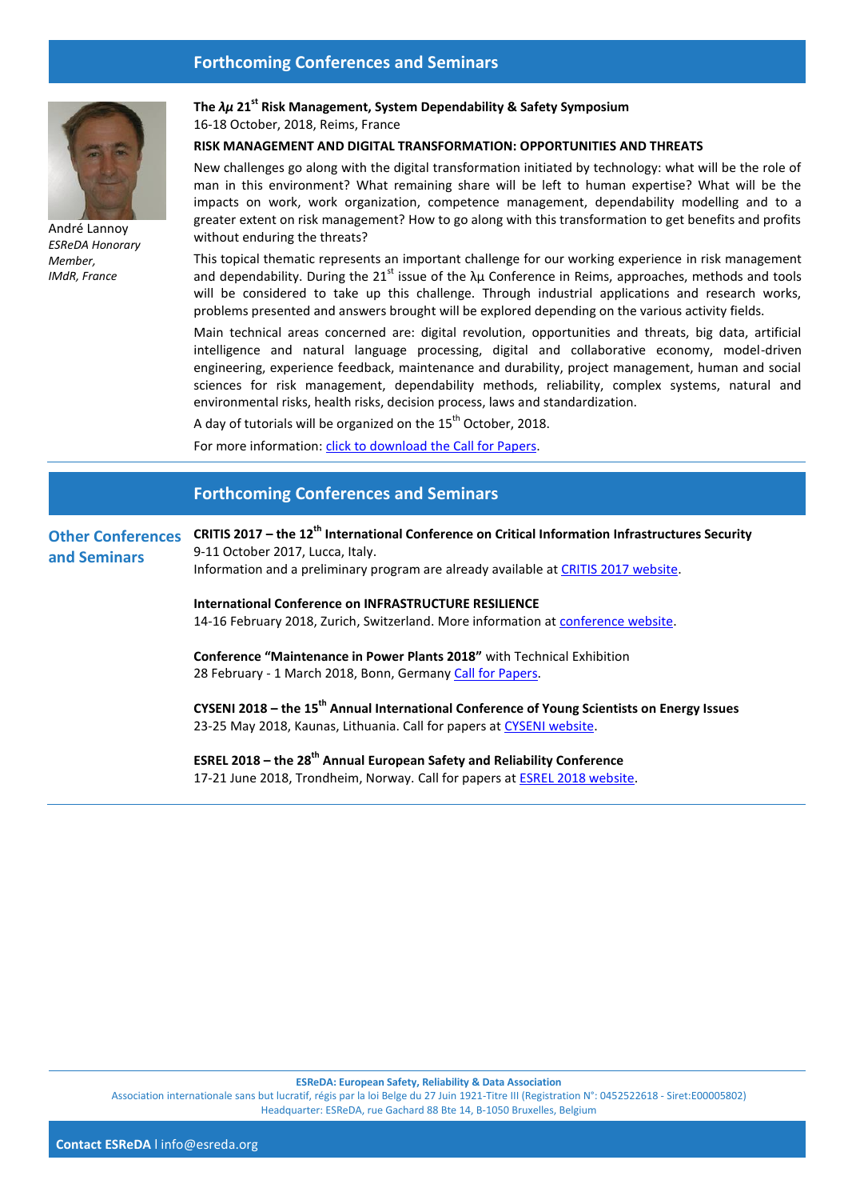## Forthcoming Conferences and Seminars

André Lannoy
*ESReDA Honorary Member, IMdR, France*

**The $\lambda\mu$ 21st Risk Management, System Dependability & Safety Symposium**
16-18 October, 2018, Reims, France

**RISK MANAGEMENT AND DIGITAL TRANSFORMATION: OPPORTUNITIES AND THREATS**

New challenges go along with the digital transformation initiated by technology: what will be the role of man in this environment? What remaining share will be left to human expertise? What will be the impacts on work, work organization, competence management, dependability modelling and to a greater extent on risk management? How to go along with this transformation to get benefits and profits without enduring the threats?

This topical thematic represents an important challenge for our working experience in risk management and dependability. During the 21st issue of the λμ Conference in Reims, approaches, methods and tools will be considered to take up this challenge. Through industrial applications and research works, problems presented and answers brought will be explored depending on the various activity fields.

Main technical areas concerned are: digital revolution, opportunities and threats, big data, artificial intelligence and natural language processing, digital and collaborative economy, model-driven engineering, experience feedback, maintenance and durability, project management, human and social sciences for risk management, dependability methods, reliability, complex systems, natural and environmental risks, health risks, decision process, laws and standardization.

A day of tutorials will be organized on the 15th October, 2018.

For more information: click to download the Call for Papers.

## Forthcoming Conferences and Seminars

### Other Conferences and Seminars

**CRITIS 2017 – the 12th International Conference on Critical Information Infrastructures Security**
9-11 October 2017, Lucca, Italy.
Information and a preliminary program are already available at CRITIS 2017 website.

**International Conference on INFRASTRUCTURE RESILIENCE**
14-16 February 2018, Zurich, Switzerland. More information at conference website.

**Conference "Maintenance in Power Plants 2018"** with Technical Exhibition
28 February - 1 March 2018, Bonn, Germany Call for Papers.

**CYSENI 2018 – the 15th Annual International Conference of Young Scientists on Energy Issues**
23-25 May 2018, Kaunas, Lithuania. Call for papers at CYSENI website.

**ESREL 2018 – the 28th Annual European Safety and Reliability Conference**
17-21 June 2018, Trondheim, Norway. Call for papers at ESREL 2018 website.

**ESReDA: European Safety, Reliability & Data Association**
Association internationale sans but lucratif, régis par la loi Belge du 27 Juin 1921-Titre III (Registration N°: 0452522618 - Siret:E00005802)
Headquarter: ESReDA, rue Gachard 88 Bte 14, B-1050 Bruxelles, Belgium

**Contact ESReDA** I info@esreda.org